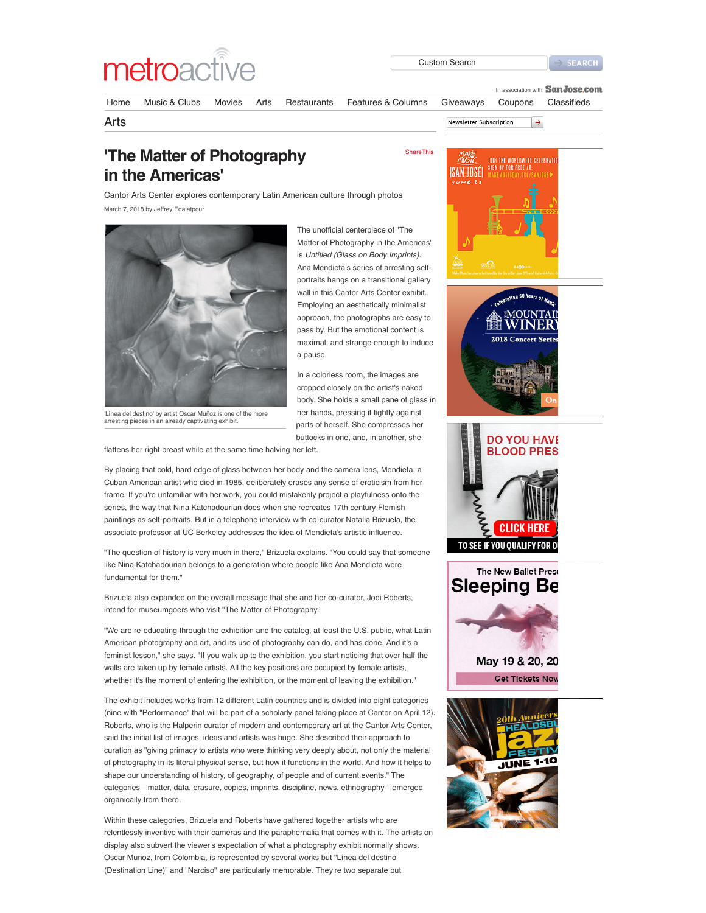# 'The Matter of Photography in the Americas'

Cantor Arts Center explores contemporary Latin American culture through photos

March 7, 2018 by Jeffrey Edalatpour

'Línea del destino' by artist Oscar Muñoz is one of the more arresting pieces in an already captivating exhibit.

The unofficial centerpiece of "The Matter of Photography in the Americas" is *Untitled (Glass on Body Imprints)*. Ana Mendieta's series of arresting self-portraits hangs on a transitional gallery wall in this Cantor Arts Center exhibit. Employing an aesthetically minimalist approach, the photographs are easy to pass by. But the emotional content is maximal, and strange enough to induce a pause.

In a colorless room, the images are cropped closely on the artist's naked body. She holds a small pane of glass in her hands, pressing it tightly against parts of herself. She compresses her buttocks in one, and, in another, she flattens her right breast while at the same time halving her left.

By placing that cold, hard edge of glass between her body and the camera lens, Mendieta, a Cuban American artist who died in 1985, deliberately erases any sense of eroticism from her frame. If you're unfamiliar with her work, you could mistakenly project a playfulness onto the series, the way that Nina Katchadourian does when she recreates 17th century Flemish paintings as self-portraits. But in a telephone interview with co-curator Natalia Brizuela, the associate professor at UC Berkeley addresses the idea of Mendieta's artistic influence.

"The question of history is very much in there," Brizuela explains. "You could say that someone like Nina Katchadourian belongs to a generation where people like Ana Mendieta were fundamental for them."

Brizuela also expanded on the overall message that she and her co-curator, Jodi Roberts, intend for museumgoers who visit "The Matter of Photography."

"We are re-educating through the exhibition and the catalog, at least the U.S. public, what Latin American photography and art, and its use of photography can do, and has done. And it's a feminist lesson," she says. "If you walk up to the exhibition, you start noticing that over half the walls are taken up by female artists. All the key positions are occupied by female artists, whether it's the moment of entering the exhibition, or the moment of leaving the exhibition."

The exhibit includes works from 12 different Latin countries and is divided into eight categories (nine with "Performance" that will be part of a scholarly panel taking place at Cantor on April 12). Roberts, who is the Halperin curator of modern and contemporary art at the Cantor Arts Center, said the initial list of images, ideas and artists was huge. She described their approach to curation as "giving primacy to artists who were thinking very deeply about, not only the material of photography in its literal physical sense, but how it functions in the world. And how it helps to shape our understanding of history, of geography, of people and of current events." The categories—matter, data, erasure, copies, imprints, discipline, news, ethnography—emerged organically from there.

Within these categories, Brizuela and Roberts have gathered together artists who are relentlessly inventive with their cameras and the paraphernalia that comes with it. The artists on display also subvert the viewer's expectation of what a photography exhibit normally shows. Oscar Muñoz, from Colombia, is represented by several works but "Línea del destino (Destination Line)" and "Narciso" are particularly memorable. They're two separate but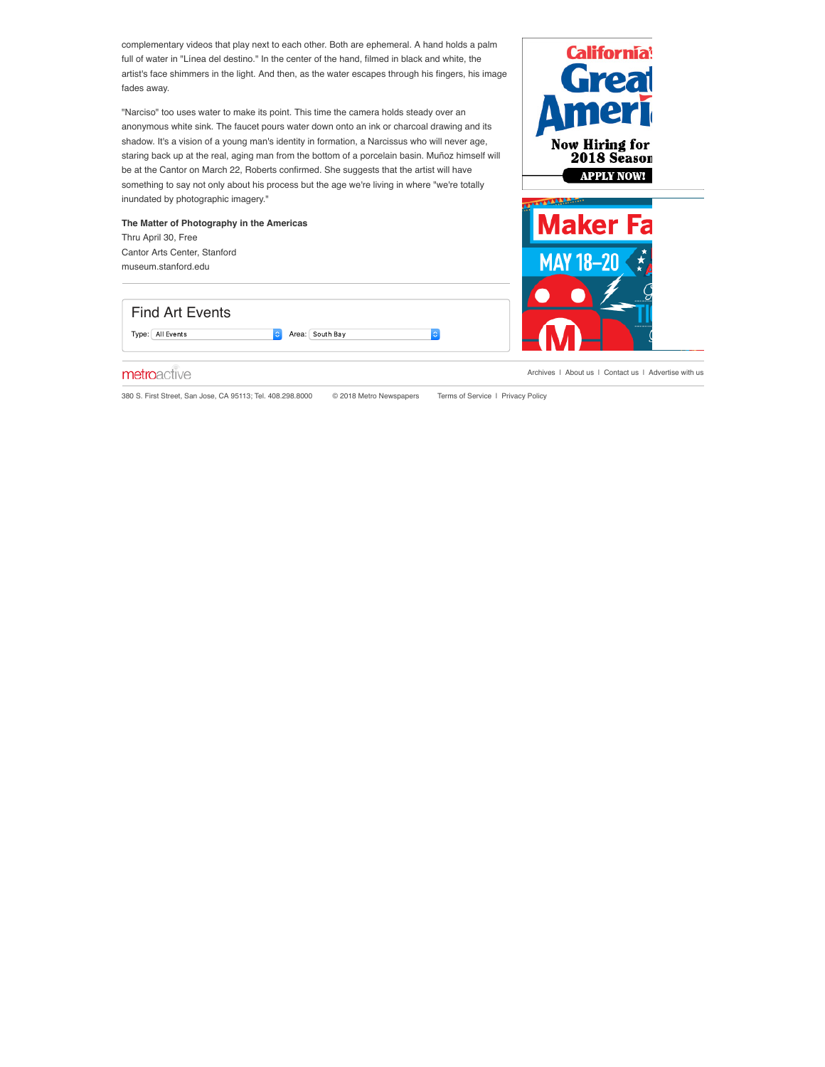complementary videos that play next to each other. Both are ephemeral. A hand holds a palm full of water in "Línea del destino." In the center of the hand, filmed in black and white, the artist's face shimmers in the light. And then, as the water escapes through his fingers, his image fades away.

"Narciso" too uses water to make its point. This time the camera holds steady over an anonymous white sink. The faucet pours water down onto an ink or charcoal drawing and its shadow. It's a vision of a young man's identity in formation, a Narcissus who will never age, staring back up at the real, aging man from the bottom of a porcelain basin. Muñoz himself will be at the Cantor on March 22, Roberts confirmed. She suggests that the artist will have something to say not only about his process but the age we're living in where "we're totally inundated by photographic imagery."

**The Matter of Photography in the Americas**
Thru April 30, Free
Cantor Arts Center, Stanford
museum.stanford.edu

## Find Art Events

Type: All Events    Area: South Bay

metroactive

Archives | About us | Contact us | Advertise with us

380 S. First Street, San Jose, CA 95113; Tel. 408.298.8000    © 2018 Metro Newspapers    Terms of Service | Privacy Policy